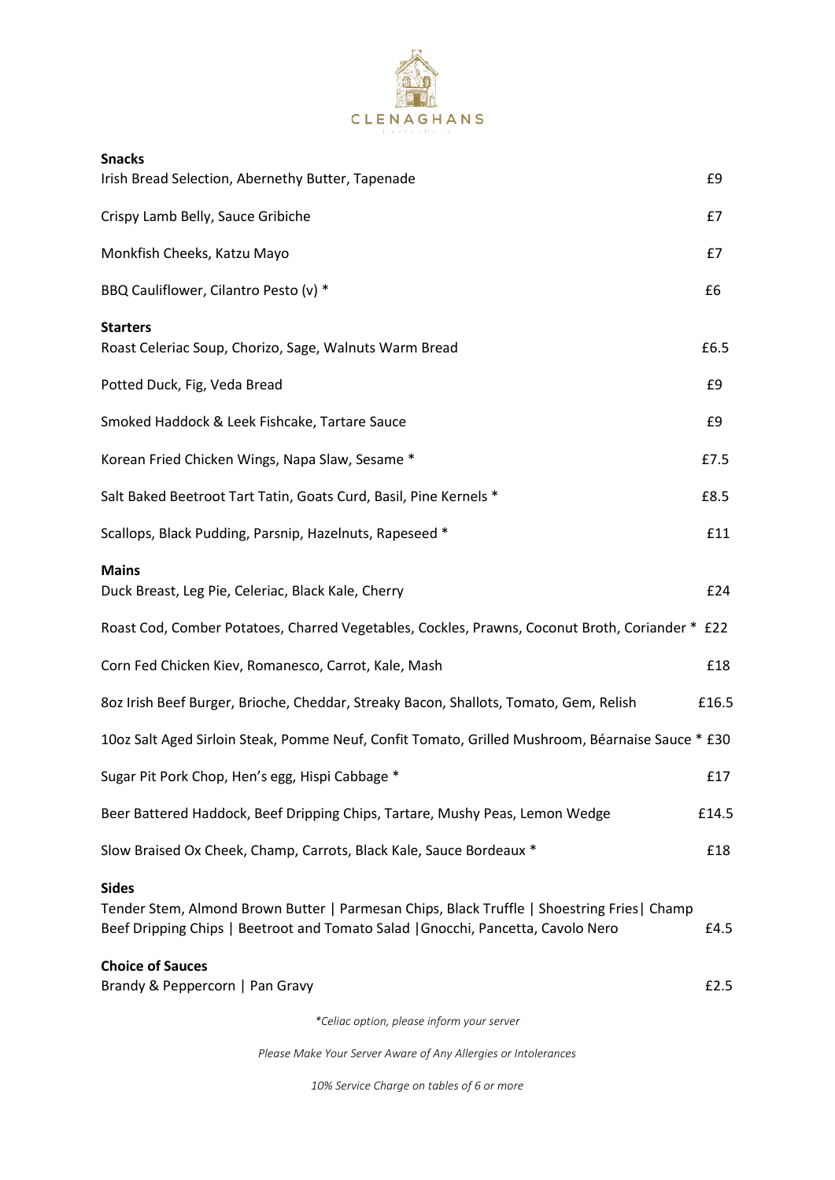# CLENAGHANS

## Snacks

| | |
|---|---|
| Irish Bread Selection, Abernethy Butter, Tapenade | £9 |
| Crispy Lamb Belly, Sauce Gribiche | £7 |
| Monkfish Cheeks, Katzu Mayo | £7 |
| BBQ Cauliflower, Cilantro Pesto (v) * | £6 |

## Starters

| | |
|---|---|
| Roast Celeriac Soup, Chorizo, Sage, Walnuts Warm Bread | £6.5 |
| Potted Duck, Fig, Veda Bread | £9 |
| Smoked Haddock & Leek Fishcake, Tartare Sauce | £9 |
| Korean Fried Chicken Wings, Napa Slaw, Sesame * | £7.5 |
| Salt Baked Beetroot Tart Tatin, Goats Curd, Basil, Pine Kernels * | £8.5 |
| Scallops, Black Pudding, Parsnip, Hazelnuts, Rapeseed * | £11 |

## Mains

| | |
|---|---|
| Duck Breast, Leg Pie, Celeriac, Black Kale, Cherry | £24 |
| Roast Cod, Comber Potatoes, Charred Vegetables, Cockles, Prawns, Coconut Broth, Coriander * | £22 |
| Corn Fed Chicken Kiev, Romanesco, Carrot, Kale, Mash | £18 |
| 8oz Irish Beef Burger, Brioche, Cheddar, Streaky Bacon, Shallots, Tomato, Gem, Relish | £16.5 |
| 10oz Salt Aged Sirloin Steak, Pomme Neuf, Confit Tomato, Grilled Mushroom, Béarnaise Sauce * | £30 |
| Sugar Pit Pork Chop, Hen's egg, Hispi Cabbage * | £17 |
| Beer Battered Haddock, Beef Dripping Chips, Tartare, Mushy Peas, Lemon Wedge | £14.5 |
| Slow Braised Ox Cheek, Champ, Carrots, Black Kale, Sauce Bordeaux * | £18 |

## Sides

Tender Stem, Almond Brown Butter | Parmesan Chips, Black Truffle | Shoestring Fries| Champ
Beef Dripping Chips | Beetroot and Tomato Salad |Gnocchi, Pancetta, Cavolo Nero — £4.5

## Choice of Sauces

Brandy & Peppercorn | Pan Gravy — £2.5

*\*Celiac option, please inform your server*

*Please Make Your Server Aware of Any Allergies or Intolerances*

*10% Service Charge on tables of 6 or more*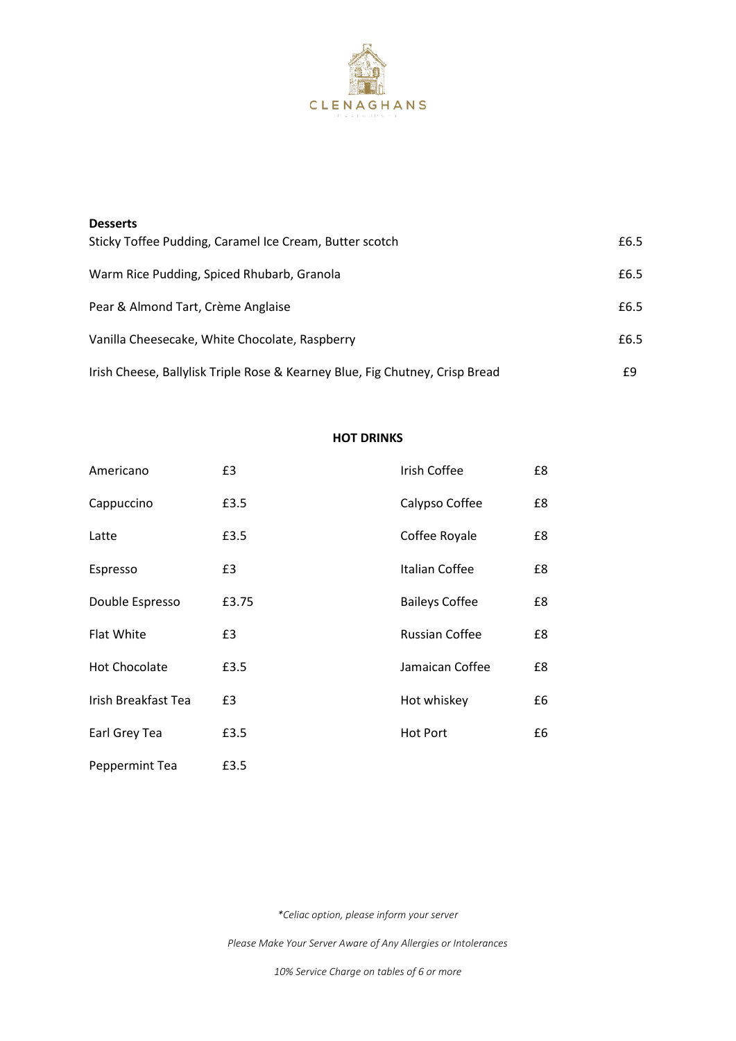CLENAGHANS

**Desserts**

| | |
|---|---|
| Sticky Toffee Pudding, Caramel Ice Cream, Butter scotch | £6.5 |
| Warm Rice Pudding, Spiced Rhubarb, Granola | £6.5 |
| Pear & Almond Tart, Crème Anglaise | £6.5 |
| Vanilla Cheesecake, White Chocolate, Raspberry | £6.5 |
| Irish Cheese, Ballylisk Triple Rose & Kearney Blue, Fig Chutney, Crisp Bread | £9 |

**HOT DRINKS**

| | | | |
|---|---|---|---|
| Americano | £3 | Irish Coffee | £8 |
| Cappuccino | £3.5 | Calypso Coffee | £8 |
| Latte | £3.5 | Coffee Royale | £8 |
| Espresso | £3 | Italian Coffee | £8 |
| Double Espresso | £3.75 | Baileys Coffee | £8 |
| Flat White | £3 | Russian Coffee | £8 |
| Hot Chocolate | £3.5 | Jamaican Coffee | £8 |
| Irish Breakfast Tea | £3 | Hot whiskey | £6 |
| Earl Grey Tea | £3.5 | Hot Port | £6 |
| Peppermint Tea | £3.5 | | |

*\*Celiac option, please inform your server*

*Please Make Your Server Aware of Any Allergies or Intolerances*

*10% Service Charge on tables of 6 or more*